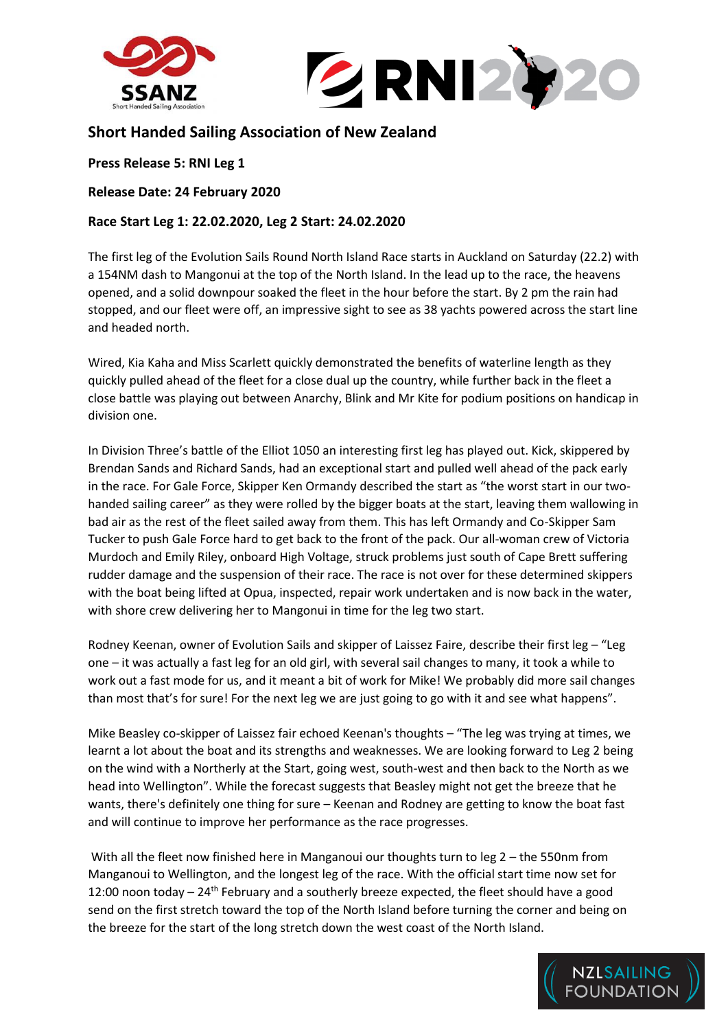## Short Handed Sailing Association of New Zealand

**Press Release 5: RNI Leg 1**

**Release Date: 24 February 2020**

**Race Start Leg 1: 22.02.2020, Leg 2 Start: 24.02.2020**

The first leg of the Evolution Sails Round North Island Race starts in Auckland on Saturday (22.2) with a 154NM dash to Mangonui at the top of the North Island. In the lead up to the race, the heavens opened, and a solid downpour soaked the fleet in the hour before the start. By 2 pm the rain had stopped, and our fleet were off, an impressive sight to see as 38 yachts powered across the start line and headed north.

Wired, Kia Kaha and Miss Scarlett quickly demonstrated the benefits of waterline length as they quickly pulled ahead of the fleet for a close dual up the country, while further back in the fleet a close battle was playing out between Anarchy, Blink and Mr Kite for podium positions on handicap in division one.

In Division Three's battle of the Elliot 1050 an interesting first leg has played out. Kick, skippered by Brendan Sands and Richard Sands, had an exceptional start and pulled well ahead of the pack early in the race. For Gale Force, Skipper Ken Ormandy described the start as "the worst start in our two-handed sailing career" as they were rolled by the bigger boats at the start, leaving them wallowing in bad air as the rest of the fleet sailed away from them. This has left Ormandy and Co-Skipper Sam Tucker to push Gale Force hard to get back to the front of the pack. Our all-woman crew of Victoria Murdoch and Emily Riley, onboard High Voltage, struck problems just south of Cape Brett suffering rudder damage and the suspension of their race. The race is not over for these determined skippers with the boat being lifted at Opua, inspected, repair work undertaken and is now back in the water, with shore crew delivering her to Mangonui in time for the leg two start.

Rodney Keenan, owner of Evolution Sails and skipper of Laissez Faire, describe their first leg – "Leg one – it was actually a fast leg for an old girl, with several sail changes to many, it took a while to work out a fast mode for us, and it meant a bit of work for Mike! We probably did more sail changes than most that's for sure! For the next leg we are just going to go with it and see what happens".

Mike Beasley co-skipper of Laissez fair echoed Keenan's thoughts – "The leg was trying at times, we learnt a lot about the boat and its strengths and weaknesses. We are looking forward to Leg 2 being on the wind with a Northerly at the Start, going west, south-west and then back to the North as we head into Wellington". While the forecast suggests that Beasley might not get the breeze that he wants, there's definitely one thing for sure – Keenan and Rodney are getting to know the boat fast and will continue to improve her performance as the race progresses.

With all the fleet now finished here in Manganoui our thoughts turn to leg 2 – the 550nm from Manganoui to Wellington, and the longest leg of the race. With the official start time now set for 12:00 noon today – 24th February and a southerly breeze expected, the fleet should have a good send on the first stretch toward the top of the North Island before turning the corner and being on the breeze for the start of the long stretch down the west coast of the North Island.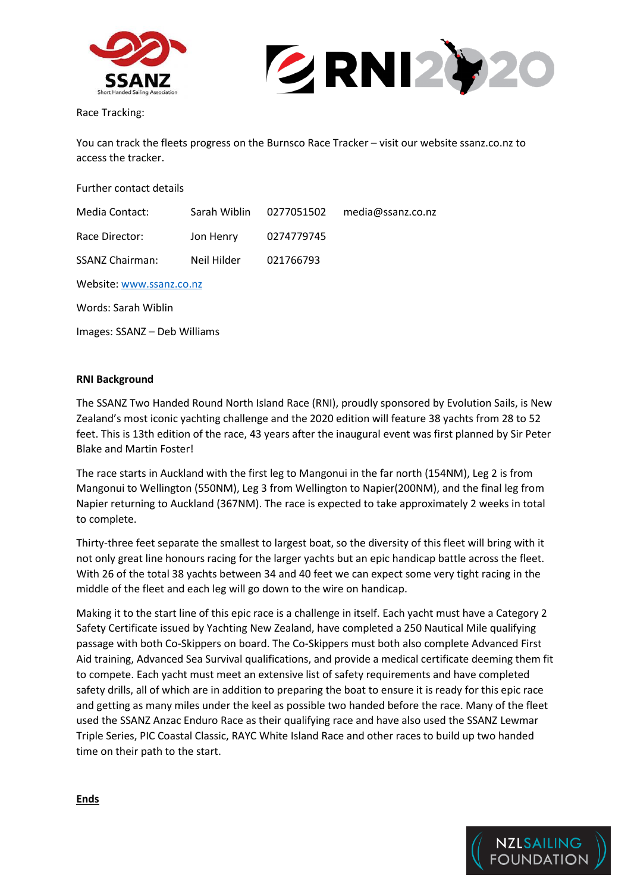Race Tracking:

You can track the fleets progress on the Burnsco Race Tracker – visit our website ssanz.co.nz to access the tracker.

Further contact details

| | | | |
|---|---|---|---|
| Media Contact: | Sarah Wiblin | 0277051502 | media@ssanz.co.nz |
| Race Director: | Jon Henry | 0274779745 | |
| SSANZ Chairman: | Neil Hilder | 021766793 | |

Website: [www.ssanz.co.nz](http://www.ssanz.co.nz)

Words: Sarah Wiblin

Images: SSANZ – Deb Williams

**RNI Background**

The SSANZ Two Handed Round North Island Race (RNI), proudly sponsored by Evolution Sails, is New Zealand's most iconic yachting challenge and the 2020 edition will feature 38 yachts from 28 to 52 feet. This is 13th edition of the race, 43 years after the inaugural event was first planned by Sir Peter Blake and Martin Foster!

The race starts in Auckland with the first leg to Mangonui in the far north (154NM), Leg 2 is from Mangonui to Wellington (550NM), Leg 3 from Wellington to Napier(200NM), and the final leg from Napier returning to Auckland (367NM). The race is expected to take approximately 2 weeks in total to complete.

Thirty-three feet separate the smallest to largest boat, so the diversity of this fleet will bring with it not only great line honours racing for the larger yachts but an epic handicap battle across the fleet. With 26 of the total 38 yachts between 34 and 40 feet we can expect some very tight racing in the middle of the fleet and each leg will go down to the wire on handicap.

Making it to the start line of this epic race is a challenge in itself. Each yacht must have a Category 2 Safety Certificate issued by Yachting New Zealand, have completed a 250 Nautical Mile qualifying passage with both Co-Skippers on board. The Co-Skippers must both also complete Advanced First Aid training, Advanced Sea Survival qualifications, and provide a medical certificate deeming them fit to compete. Each yacht must meet an extensive list of safety requirements and have completed safety drills, all of which are in addition to preparing the boat to ensure it is ready for this epic race and getting as many miles under the keel as possible two handed before the race. Many of the fleet used the SSANZ Anzac Enduro Race as their qualifying race and have also used the SSANZ Lewmar Triple Series, PIC Coastal Classic, RAYC White Island Race and other races to build up two handed time on their path to the start.

**Ends**